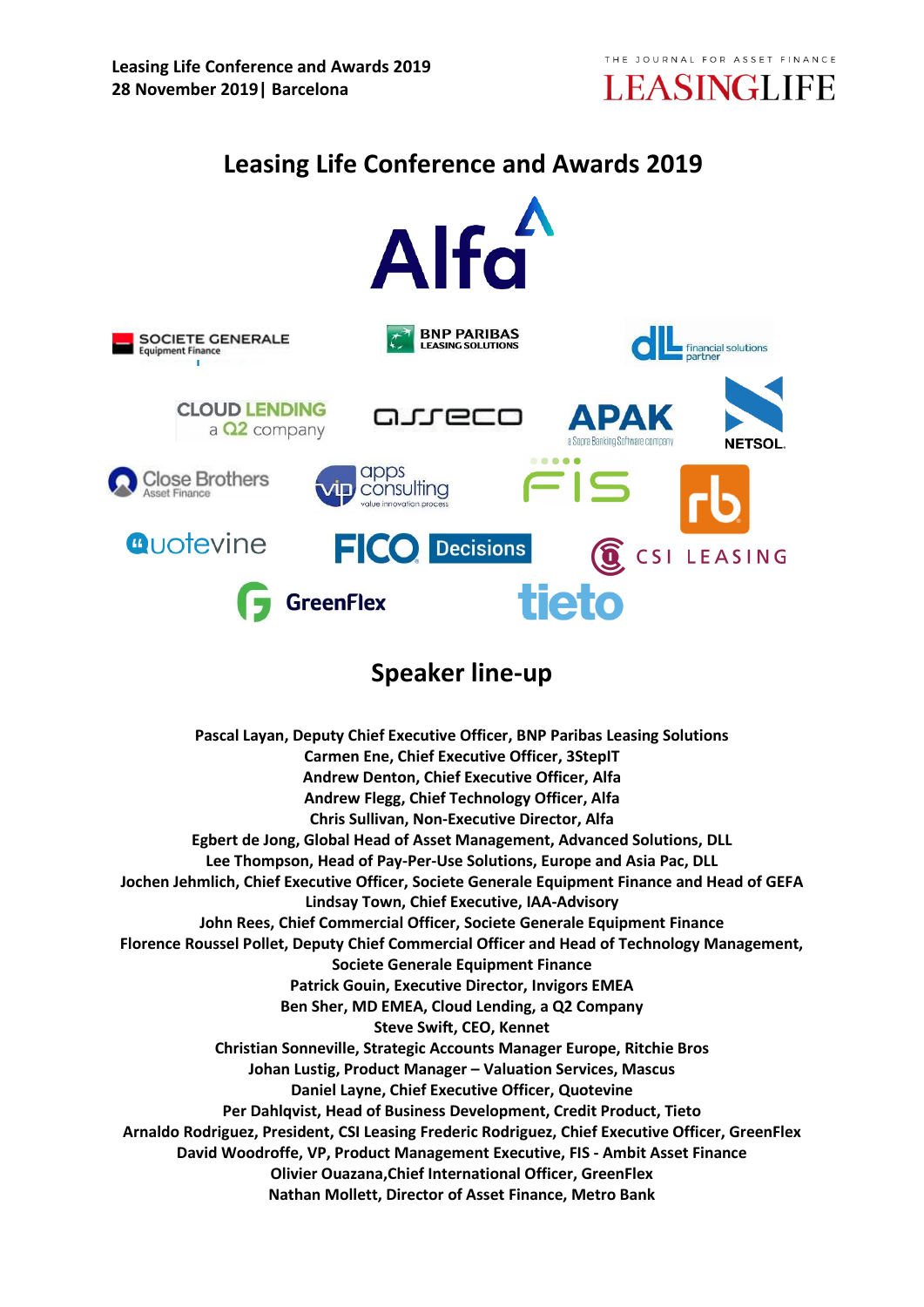Leasing Life Conference and Awards 2019
28 November 2019| Barcelona

# Leasing Life Conference and Awards 2019

## Speaker line-up

**Pascal Layan, Deputy Chief Executive Officer, BNP Paribas Leasing Solutions**
**Carmen Ene, Chief Executive Officer, 3StepIT**
**Andrew Denton, Chief Executive Officer, Alfa**
**Andrew Flegg, Chief Technology Officer, Alfa**
**Chris Sullivan, Non-Executive Director, Alfa**
**Egbert de Jong, Global Head of Asset Management, Advanced Solutions, DLL**
**Lee Thompson, Head of Pay-Per-Use Solutions, Europe and Asia Pac, DLL**
**Jochen Jehmlich, Chief Executive Officer, Societe Generale Equipment Finance and Head of GEFA**
**Lindsay Town, Chief Executive, IAA-Advisory**
**John Rees, Chief Commercial Officer, Societe Generale Equipment Finance**
**Florence Roussel Pollet, Deputy Chief Commercial Officer and Head of Technology Management, Societe Generale Equipment Finance**
**Patrick Gouin, Executive Director, Invigors EMEA**
**Ben Sher, MD EMEA, Cloud Lending, a Q2 Company**
**Steve Swift, CEO, Kennet**
**Christian Sonneville, Strategic Accounts Manager Europe, Ritchie Bros**
**Johan Lustig, Product Manager – Valuation Services, Mascus**
**Daniel Layne, Chief Executive Officer, Quotevine**
**Per Dahlqvist, Head of Business Development, Credit Product, Tieto**
**Arnaldo Rodriguez, President, CSI Leasing Frederic Rodriguez, Chief Executive Officer, GreenFlex**
**David Woodroffe, VP, Product Management Executive, FIS - Ambit Asset Finance**
**Olivier Ouazana,Chief International Officer, GreenFlex**
**Nathan Mollett, Director of Asset Finance, Metro Bank**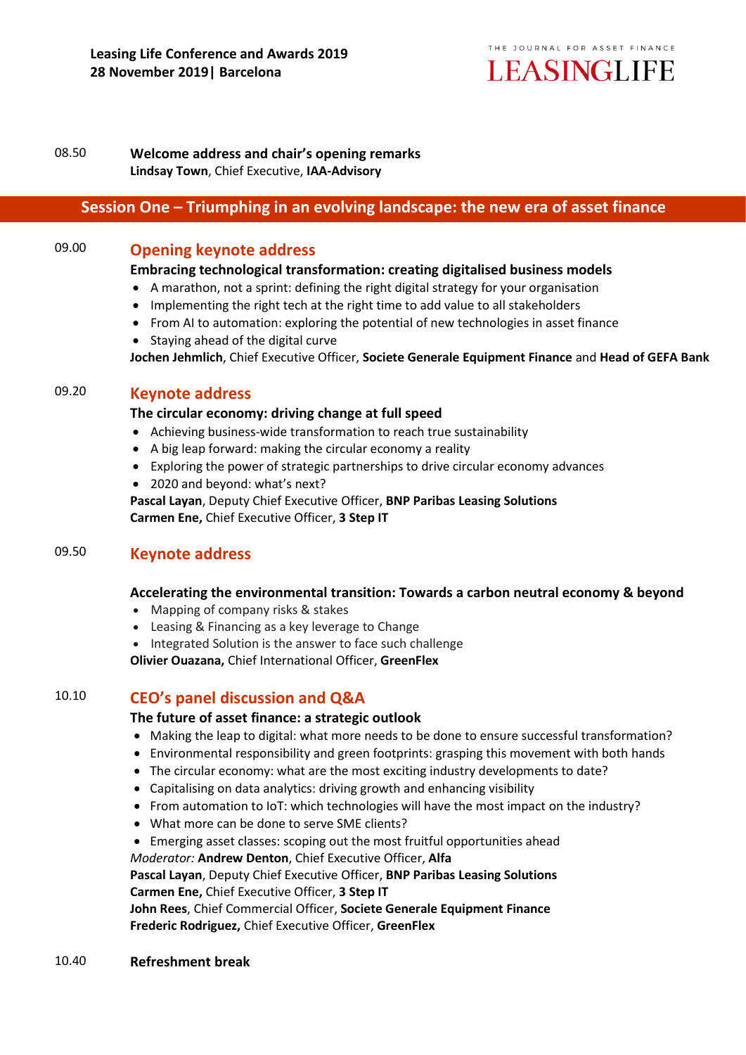**Leasing Life Conference and Awards 2019**
**28 November 2019| Barcelona**

THE JOURNAL FOR ASSET FINANCE
LEASINGLIFE

08.50 **Welcome address and chair's opening remarks**
**Lindsay Town**, Chief Executive, **IAA-Advisory**

## Session One – Triumphing in an evolving landscape: the new era of asset finance

09.00 **Opening keynote address**

**Embracing technological transformation: creating digitalised business models**

- A marathon, not a sprint: defining the right digital strategy for your organisation
- Implementing the right tech at the right time to add value to all stakeholders
- From AI to automation: exploring the potential of new technologies in asset finance
- Staying ahead of the digital curve

**Jochen Jehmlich**, Chief Executive Officer, **Societe Generale Equipment Finance** and **Head of GEFA Bank**

09.20 **Keynote address**

**The circular economy: driving change at full speed**

- Achieving business-wide transformation to reach true sustainability
- A big leap forward: making the circular economy a reality
- Exploring the power of strategic partnerships to drive circular economy advances
- 2020 and beyond: what's next?

**Pascal Layan**, Deputy Chief Executive Officer, **BNP Paribas Leasing Solutions**
**Carmen Ene,** Chief Executive Officer, **3 Step IT**

09.50 **Keynote address**

**Accelerating the environmental transition: Towards a carbon neutral economy & beyond**

- Mapping of company risks & stakes
- Leasing & Financing as a key leverage to Change
- Integrated Solution is the answer to face such challenge

**Olivier Ouazana,** Chief International Officer, **GreenFlex**

10.10 **CEO's panel discussion and Q&A**

**The future of asset finance: a strategic outlook**

- Making the leap to digital: what more needs to be done to ensure successful transformation?
- Environmental responsibility and green footprints: grasping this movement with both hands
- The circular economy: what are the most exciting industry developments to date?
- Capitalising on data analytics: driving growth and enhancing visibility
- From automation to IoT: which technologies will have the most impact on the industry?
- What more can be done to serve SME clients?
- Emerging asset classes: scoping out the most fruitful opportunities ahead

*Moderator:* **Andrew Denton**, Chief Executive Officer, **Alfa**
**Pascal Layan**, Deputy Chief Executive Officer, **BNP Paribas Leasing Solutions**
**Carmen Ene,** Chief Executive Officer, **3 Step IT**
**John Rees**, Chief Commercial Officer, **Societe Generale Equipment Finance**
**Frederic Rodriguez,** Chief Executive Officer, **GreenFlex**

10.40 **Refreshment break**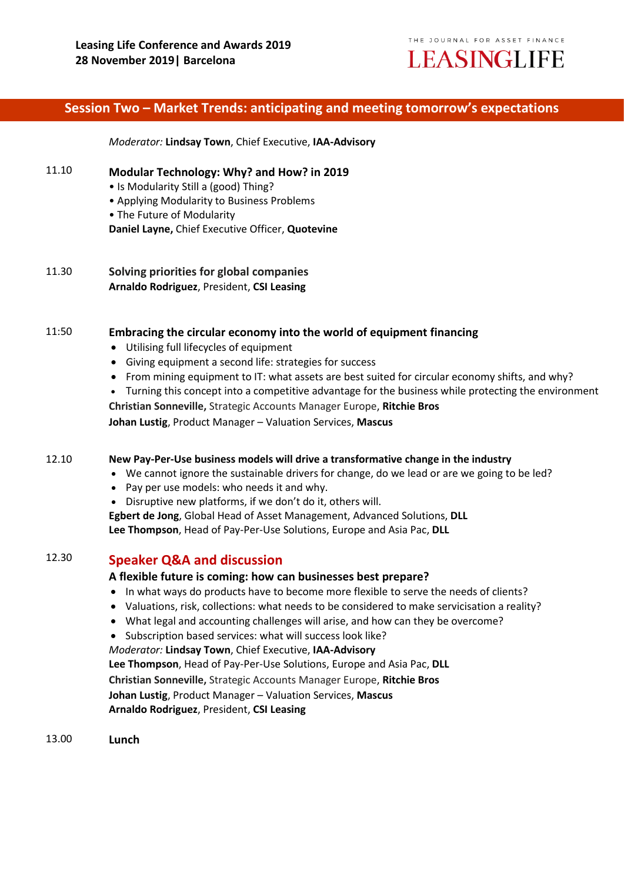## Session Two – Market Trends: anticipating and meeting tomorrow's expectations

*Moderator:* **Lindsay Town**, Chief Executive, **IAA-Advisory**

11.10 **Modular Technology: Why? and How? in 2019**

- Is Modularity Still a (good) Thing?
- Applying Modularity to Business Problems
- The Future of Modularity

**Daniel Layne,** Chief Executive Officer, **Quotevine**

11.30 **Solving priorities for global companies**

**Arnaldo Rodriguez**, President, **CSI Leasing**

11:50 **Embracing the circular economy into the world of equipment financing**

- Utilising full lifecycles of equipment
- Giving equipment a second life: strategies for success
- From mining equipment to IT: what assets are best suited for circular economy shifts, and why?
- Turning this concept into a competitive advantage for the business while protecting the environment

**Christian Sonneville,** Strategic Accounts Manager Europe, **Ritchie Bros**
**Johan Lustig**, Product Manager – Valuation Services, **Mascus**

12.10 **New Pay-Per-Use business models will drive a transformative change in the industry**

- We cannot ignore the sustainable drivers for change, do we lead or are we going to be led?
- Pay per use models: who needs it and why.
- Disruptive new platforms, if we don't do it, others will.

**Egbert de Jong**, Global Head of Asset Management, Advanced Solutions, **DLL**
**Lee Thompson**, Head of Pay-Per-Use Solutions, Europe and Asia Pac, **DLL**

12.30 **Speaker Q&A and discussion**

**A flexible future is coming: how can businesses best prepare?**

- In what ways do products have to become more flexible to serve the needs of clients?
- Valuations, risk, collections: what needs to be considered to make servicisation a reality?
- What legal and accounting challenges will arise, and how can they be overcome?
- Subscription based services: what will success look like?

*Moderator:* **Lindsay Town**, Chief Executive, **IAA-Advisory**
**Lee Thompson**, Head of Pay-Per-Use Solutions, Europe and Asia Pac, **DLL**
**Christian Sonneville,** Strategic Accounts Manager Europe, **Ritchie Bros**
**Johan Lustig**, Product Manager – Valuation Services, **Mascus**
**Arnaldo Rodriguez**, President, **CSI Leasing**

13.00 **Lunch**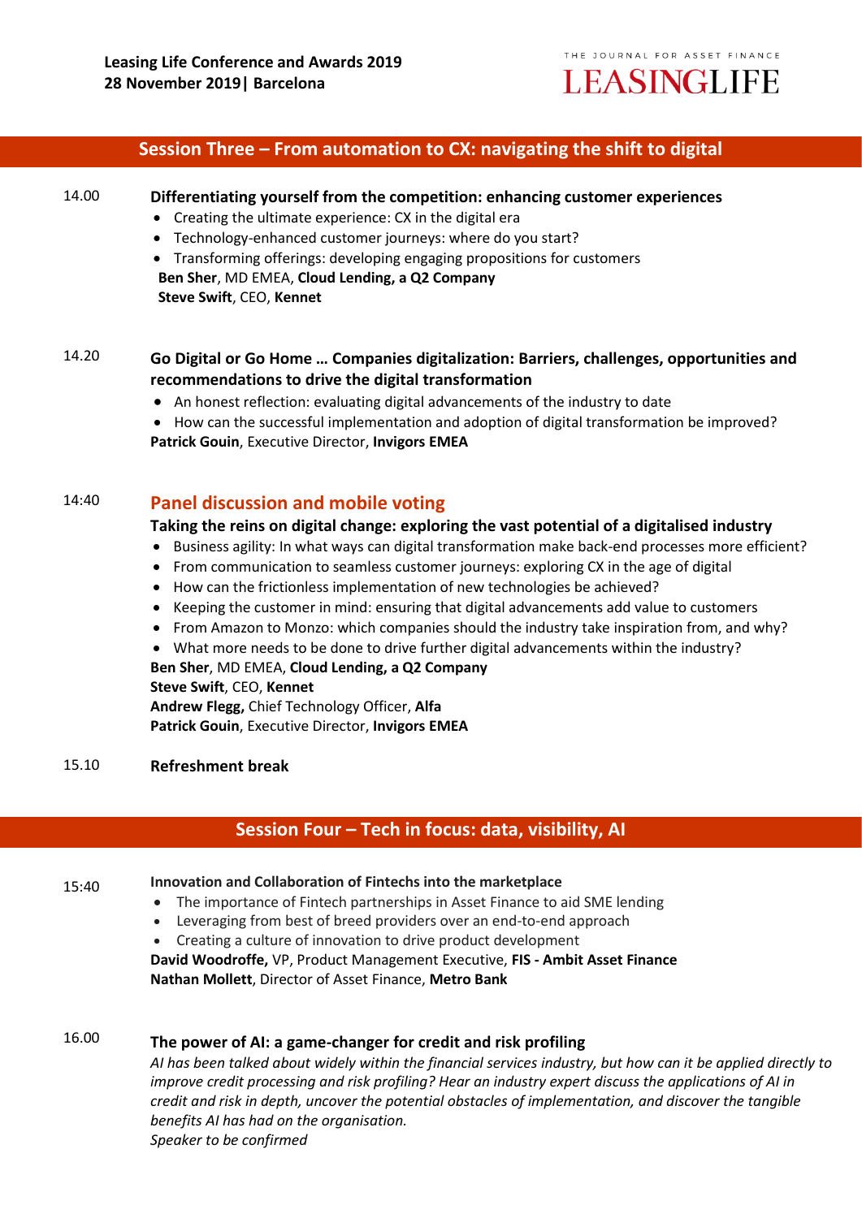## Session Three – From automation to CX: navigating the shift to digital

14.00 **Differentiating yourself from the competition: enhancing customer experiences**

- Creating the ultimate experience: CX in the digital era
- Technology-enhanced customer journeys: where do you start?
- Transforming offerings: developing engaging propositions for customers

**Ben Sher**, MD EMEA, **Cloud Lending, a Q2 Company**
**Steve Swift**, CEO, **Kennet**

14.20 **Go Digital or Go Home … Companies digitalization: Barriers, challenges, opportunities and recommendations to drive the digital transformation**

- An honest reflection: evaluating digital advancements of the industry to date
- How can the successful implementation and adoption of digital transformation be improved?

**Patrick Gouin**, Executive Director, **Invigors EMEA**

14:40 **Panel discussion and mobile voting**

**Taking the reins on digital change: exploring the vast potential of a digitalised industry**

- Business agility: In what ways can digital transformation make back-end processes more efficient?
- From communication to seamless customer journeys: exploring CX in the age of digital
- How can the frictionless implementation of new technologies be achieved?
- Keeping the customer in mind: ensuring that digital advancements add value to customers
- From Amazon to Monzo: which companies should the industry take inspiration from, and why?
- What more needs to be done to drive further digital advancements within the industry?

**Ben Sher**, MD EMEA, **Cloud Lending, a Q2 Company**
**Steve Swift**, CEO, **Kennet**
**Andrew Flegg,** Chief Technology Officer, **Alfa**
**Patrick Gouin**, Executive Director, **Invigors EMEA**

15.10 **Refreshment break**

## Session Four – Tech in focus: data, visibility, AI

15:40 **Innovation and Collaboration of Fintechs into the marketplace**

- The importance of Fintech partnerships in Asset Finance to aid SME lending
- Leveraging from best of breed providers over an end-to-end approach
- Creating a culture of innovation to drive product development

**David Woodroffe,** VP, Product Management Executive, **FIS - Ambit Asset Finance**
**Nathan Mollett**, Director of Asset Finance, **Metro Bank**

16.00 **The power of AI: a game-changer for credit and risk profiling**

*AI has been talked about widely within the financial services industry, but how can it be applied directly to improve credit processing and risk profiling? Hear an industry expert discuss the applications of AI in credit and risk in depth, uncover the potential obstacles of implementation, and discover the tangible benefits AI has had on the organisation.*
*Speaker to be confirmed*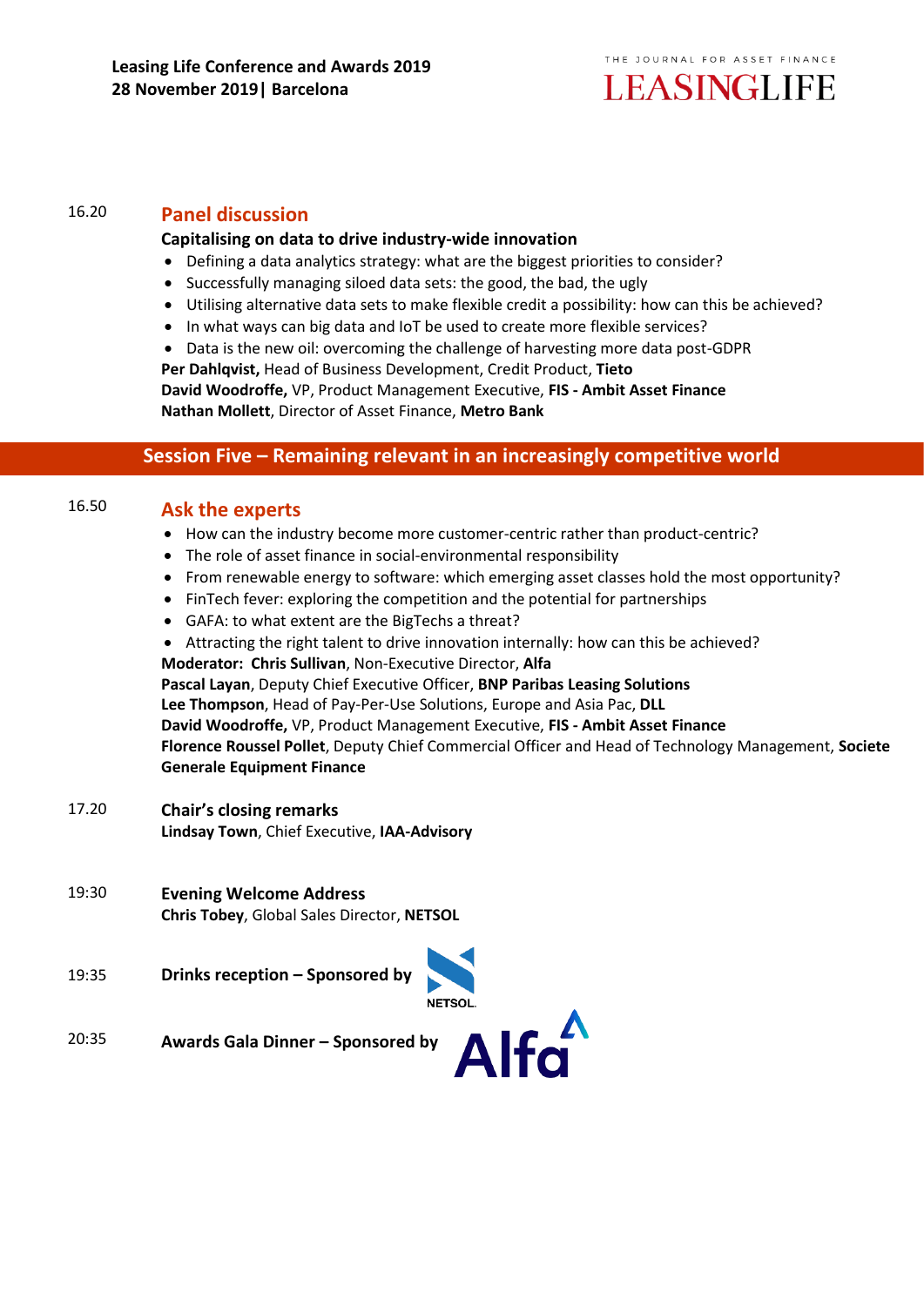16.20

## Panel discussion

**Capitalising on data to drive industry-wide innovation**

- Defining a data analytics strategy: what are the biggest priorities to consider?
- Successfully managing siloed data sets: the good, the bad, the ugly
- Utilising alternative data sets to make flexible credit a possibility: how can this be achieved?
- In what ways can big data and IoT be used to create more flexible services?
- Data is the new oil: overcoming the challenge of harvesting more data post-GDPR

**Per Dahlqvist,** Head of Business Development, Credit Product, **Tieto**
**David Woodroffe,** VP, Product Management Executive, **FIS - Ambit Asset Finance**
**Nathan Mollett**, Director of Asset Finance, **Metro Bank**

# Session Five – Remaining relevant in an increasingly competitive world

16.50

## Ask the experts

- How can the industry become more customer-centric rather than product-centric?
- The role of asset finance in social-environmental responsibility
- From renewable energy to software: which emerging asset classes hold the most opportunity?
- FinTech fever: exploring the competition and the potential for partnerships
- GAFA: to what extent are the BigTechs a threat?
- Attracting the right talent to drive innovation internally: how can this be achieved?

**Moderator: Chris Sullivan**, Non-Executive Director, **Alfa**
**Pascal Layan**, Deputy Chief Executive Officer, **BNP Paribas Leasing Solutions**
**Lee Thompson**, Head of Pay-Per-Use Solutions, Europe and Asia Pac, **DLL**
**David Woodroffe,** VP, Product Management Executive, **FIS - Ambit Asset Finance**
**Florence Roussel Pollet**, Deputy Chief Commercial Officer and Head of Technology Management, **Societe Generale Equipment Finance**

17.20 **Chair's closing remarks**
**Lindsay Town**, Chief Executive, **IAA-Advisory**

19:30 **Evening Welcome Address**
**Chris Tobey**, Global Sales Director, **NETSOL**

19:35 **Drinks reception – Sponsored by** NETSOL

20:35 **Awards Gala Dinner – Sponsored by** Alfa